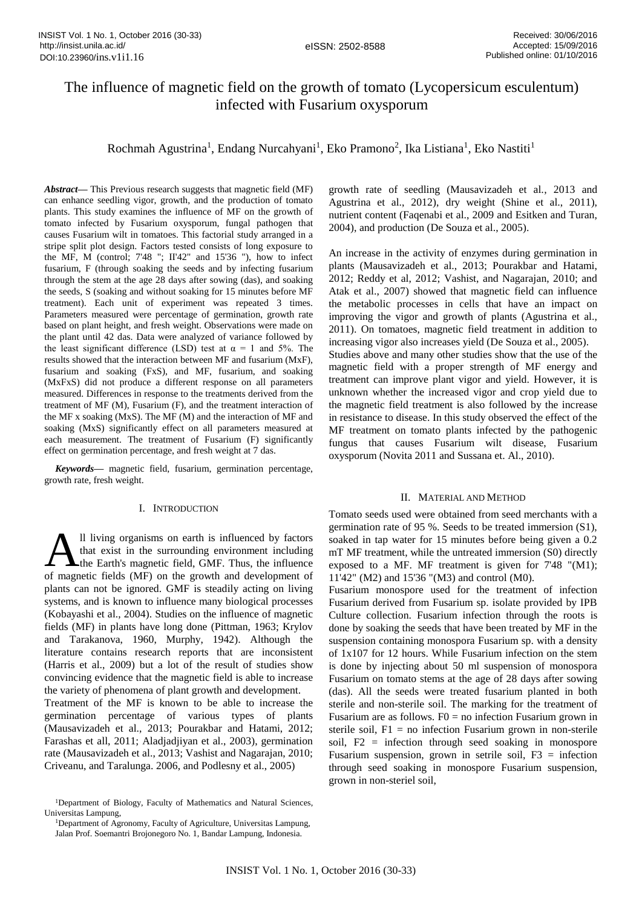# The influence of magnetic field on the growth of tomato (Lycopersicum esculentum) infected with Fusarium oxysporum

Rochmah Agustrina[1], Endang Nurcahyani[1], Eko Pramono[2], Ika Listiana[1], Eko Nastiti[1]

***Abstract*****—** This Previous research suggests that magnetic field (MF) can enhance seedling vigor, growth, and the production of tomato plants. This study examines the influence of MF on the growth of tomato infected by Fusarium oxysporum, fungal pathogen that causes Fusarium wilt in tomatoes. This factorial study arranged in a stripe split plot design. Factors tested consists of long exposure to the MF, M (control; 7'48 "; II'42" and 15'36 "), how to infect fusarium, F (through soaking the seeds and by infecting fusarium through the stem at the age 28 days after sowing (das), and soaking the seeds, S (soaking and without soaking for 15 minutes before MF treatment). Each unit of experiment was repeated 3 times. Parameters measured were percentage of germination, growth rate based on plant height, and fresh weight. Observations were made on the plant until 42 das. Data were analyzed of variance followed by the least significant difference (LSD) test at $\alpha$ = 1 and 5%. The results showed that the interaction between MF and fusarium (MxF), fusarium and soaking (FxS), and MF, fusarium, and soaking (MxFxS) did not produce a different response on all parameters measured. Differences in response to the treatments derived from the treatment of MF (M), Fusarium (F), and the treatment interaction of the MF x soaking (MxS). The MF (M) and the interaction of MF and soaking (MxS) significantly effect on all parameters measured at each measurement. The treatment of Fusarium (F) significantly effect on germination percentage, and fresh weight at 7 das.

***Keywords*****—** magnetic field, fusarium, germination percentage, growth rate, fresh weight.

## I. Introduction

All living organisms on earth is influenced by factors that exist in the surrounding environment including the Earth's magnetic field, GMF. Thus, the influence of magnetic fields (MF) on the growth and development of plants can not be ignored. GMF is steadily acting on living systems, and is known to influence many biological processes (Kobayashi et al., 2004). Studies on the influence of magnetic fields (MF) in plants have long done (Pittman, 1963; Krylov and Tarakanova, 1960, Murphy, 1942). Although the literature contains research reports that are inconsistent (Harris et al., 2009) but a lot of the result of studies show convincing evidence that the magnetic field is able to increase the variety of phenomena of plant growth and development.

Treatment of the MF is known to be able to increase the germination percentage of various types of plants (Mausavizadeh et al., 2013; Pourakbar and Hatami, 2012; Farashas et all, 2011; Aladjadjiyan et al., 2003), germination rate (Mausavizadeh et al., 2013; Vashist and Nagarajan, 2010; Criveanu, and Taralunga. 2006, and Podlesny et al., 2005) growth rate of seedling (Mausavizadeh et al., 2013 and Agustrina et al., 2012), dry weight (Shine et al., 2011), nutrient content (Faqenabi et al., 2009 and Esitken and Turan, 2004), and production (De Souza et al., 2005).

An increase in the activity of enzymes during germination in plants (Mausavizadeh et al., 2013; Pourakbar and Hatami, 2012; Reddy et al, 2012; Vashist, and Nagarajan, 2010; and Atak et al., 2007) showed that magnetic field can influence the metabolic processes in cells that have an impact on improving the vigor and growth of plants (Agustrina et al., 2011). On tomatoes, magnetic field treatment in addition to increasing vigor also increases yield (De Souza et al., 2005).

Studies above and many other studies show that the use of the magnetic field with a proper strength of MF energy and treatment can improve plant vigor and yield. However, it is unknown whether the increased vigor and crop yield due to the magnetic field treatment is also followed by the increase in resistance to disease. In this study observed the effect of the MF treatment on tomato plants infected by the pathogenic fungus that causes Fusarium wilt disease, Fusarium oxysporum (Novita 2011 and Sussana et. Al., 2010).

## II. Material and Method

Tomato seeds used were obtained from seed merchants with a germination rate of 95 %. Seeds to be treated immersion (S1), soaked in tap water for 15 minutes before being given a 0.2 mT MF treatment, while the untreated immersion (S0) directly exposed to a MF. MF treatment is given for 7'48 "(M1); 11'42" (M2) and 15'36 "(M3) and control (M0).

Fusarium monospore used for the treatment of infection Fusarium derived from Fusarium sp. isolate provided by IPB Culture collection. Fusarium infection through the roots is done by soaking the seeds that have been treated by MF in the suspension containing monospora Fusarium sp. with a density of 1x107 for 12 hours. While Fusarium infection on the stem is done by injecting about 50 ml suspension of monospora Fusarium on tomato stems at the age of 28 days after sowing (das). All the seeds were treated fusarium planted in both sterile and non-sterile soil. The marking for the treatment of Fusarium are as follows. F0 = no infection Fusarium grown in sterile soil, F1 = no infection Fusarium grown in non-sterile soil, F2 = infection through seed soaking in monospore Fusarium suspension, grown in setrile soil, F3 = infection through seed soaking in monospore Fusarium suspension, grown in non-steriel soil,

[1]Department of Biology, Faculty of Mathematics and Natural Sciences, Universitas Lampung,

[1]Department of Agronomy, Faculty of Agriculture, Universitas Lampung, Jalan Prof. Soemantri Brojonegoro No. 1, Bandar Lampung, Indonesia.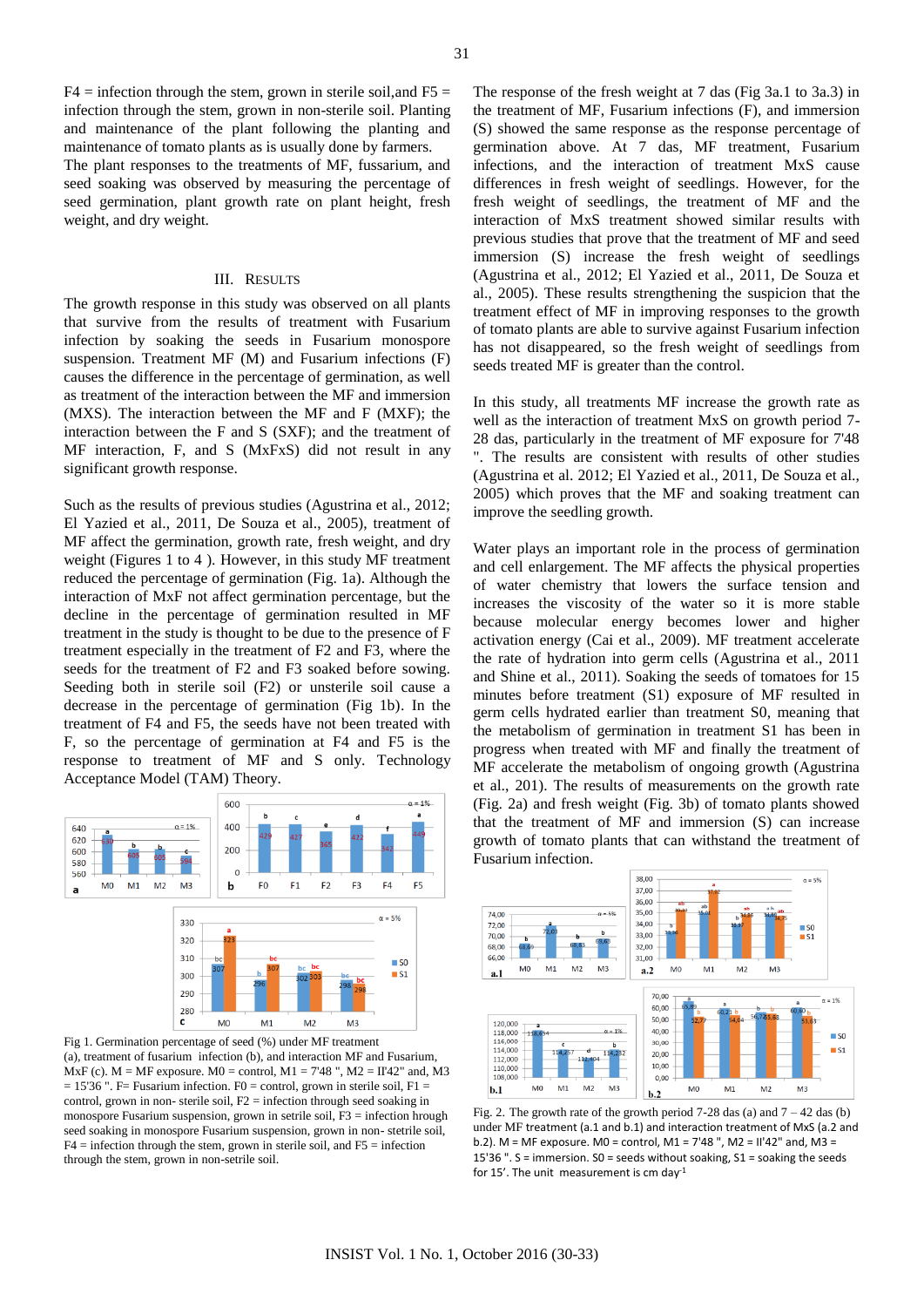F4 = infection through the stem, grown in sterile soil,and F5 = infection through the stem, grown in non-sterile soil. Planting and maintenance of the plant following the planting and maintenance of tomato plants as is usually done by farmers. The plant responses to the treatments of MF, fussarium, and seed soaking was observed by measuring the percentage of seed germination, plant growth rate on plant height, fresh weight, and dry weight.

## III. Results

The growth response in this study was observed on all plants that survive from the results of treatment with Fusarium infection by soaking the seeds in Fusarium monospore suspension. Treatment MF (M) and Fusarium infections (F) causes the difference in the percentage of germination, as well as treatment of the interaction between the MF and immersion (MXS). The interaction between the MF and F (MXF); the interaction between the F and S (SXF); and the treatment of MF interaction, F, and S (MxFxS) did not result in any significant growth response.

Such as the results of previous studies (Agustrina et al., 2012; El Yazied et al., 2011, De Souza et al., 2005), treatment of MF affect the germination, growth rate, fresh weight, and dry weight (Figures 1 to 4 ). However, in this study MF treatment reduced the percentage of germination (Fig. 1a). Although the interaction of MxF not affect germination percentage, but the decline in the percentage of germination resulted in MF treatment in the study is thought to be due to the presence of F treatment especially in the treatment of F2 and F3, where the seeds for the treatment of F2 and F3 soaked before sowing. Seeding both in sterile soil (F2) or unsterile soil cause a decrease in the percentage of germination (Fig 1b). In the treatment of F4 and F5, the seeds have not been treated with F, so the percentage of germination at F4 and F5 is the response to treatment of MF and S only. Technology Acceptance Model (TAM) Theory.

Fig 1. Germination percentage of seed (%) under MF treatment (a), treatment of fusarium infection (b), and interaction MF and Fusarium, MxF (c). M = MF exposure. M0 = control, M1 = 7'48 ", M2 = II'42" and, M3 = 15'36 ". F= Fusarium infection. F0 = control, grown in sterile soil, F1 = control, grown in non- sterile soil, F2 = infection through seed soaking in monospore Fusarium suspension, grown in serile soil, F3 = infection hrough seed soaking in monospore Fusarium suspension, grown in non- sterile soil, F4 = infection through the stem, grown in sterile soil, and F5 = infection through the stem, grown in non-setrile soil.

The response of the fresh weight at 7 das (Fig 3a.1 to 3a.3) in the treatment of MF, Fusarium infections (F), and immersion (S) showed the same response as the response percentage of germination above. At 7 das, MF treatment, Fusarium infections, and the interaction of treatment MxS cause differences in fresh weight of seedlings. However, for the fresh weight of seedlings, the treatment of MF and the interaction of MxS treatment showed similar results with previous studies that prove that the treatment of MF and seed immersion (S) increase the fresh weight of seedlings (Agustrina et al., 2012; El Yazied et al., 2011, De Souza et al., 2005). These results strengthening the suspicion that the treatment effect of MF in improving responses to the growth of tomato plants are able to survive against Fusarium infection has not disappeared, so the fresh weight of seedlings from seeds treated MF is greater than the control.

In this study, all treatments MF increase the growth rate as well as the interaction of treatment MxS on growth period 7-28 das, particularly in the treatment of MF exposure for 7'48 ". The results are consistent with results of other studies (Agustrina et al. 2012; El Yazied et al., 2011, De Souza et al., 2005) which proves that the MF and soaking treatment can improve the seedling growth.

Water plays an important role in the process of germination and cell enlargement. The MF affects the physical properties of water chemistry that lowers the surface tension and increases the viscosity of the water so it is more stable because molecular energy becomes lower and higher activation energy (Cai et al., 2009). MF treatment accelerate the rate of hydration into germ cells (Agustrina et al., 2011 and Shine et al., 2011). Soaking the seeds of tomatoes for 15 minutes before treatment (S1) exposure of MF resulted in germ cells hydrated earlier than treatment S0, meaning that the metabolism of germination in treatment S1 has been in progress when treated with MF and finally the treatment of MF accelerate the metabolism of ongoing growth (Agustrina et al., 201). The results of measurements on the growth rate (Fig. 2a) and fresh weight (Fig. 3b) of tomato plants showed that the treatment of MF and immersion (S) can increase growth of tomato plants that can withstand the treatment of Fusarium infection.

Fig. 2. The growth rate of the growth period 7-28 das (a) and 7 – 42 das (b) under MF treatment (a.1 and b.1) and interaction treatment of MxS (a.2 and b.2). M = MF exposure. M0 = control, M1 = 7'48 ", M2 = II'42" and, M3 = 15'36 ". S = immersion. S0 = seeds without soaking, S1 = soaking the seeds for 15'. The unit measurement is cm day$^{-1}$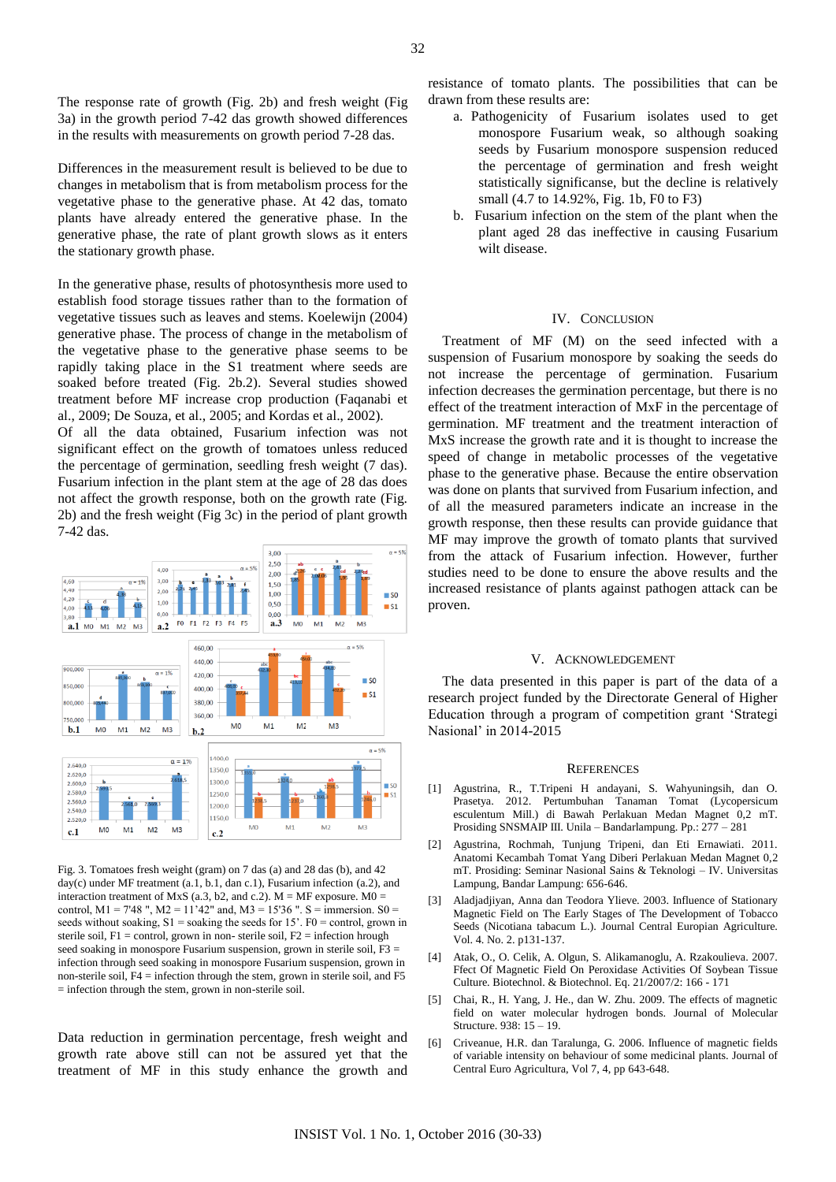The response rate of growth (Fig. 2b) and fresh weight (Fig 3a) in the growth period 7-42 das growth showed differences in the results with measurements on growth period 7-28 das.

Differences in the measurement result is believed to be due to changes in metabolism that is from metabolism process for the vegetative phase to the generative phase. At 42 das, tomato plants have already entered the generative phase. In the generative phase, the rate of plant growth slows as it enters the stationary growth phase.

In the generative phase, results of photosynthesis more used to establish food storage tissues rather than to the formation of vegetative tissues such as leaves and stems. Koelewijn (2004) generative phase. The process of change in the metabolism of the vegetative phase to the generative phase seems to be rapidly taking place in the S1 treatment where seeds are soaked before treated (Fig. 2b.2). Several studies showed treatment before MF increase crop production (Faqanabi et al., 2009; De Souza, et al., 2005; and Kordas et al., 2002).
Of all the data obtained, Fusarium infection was not significant effect on the growth of tomatoes unless reduced the percentage of germination, seedling fresh weight (7 das). Fusarium infection in the plant stem at the age of 28 das does not affect the growth response, both on the growth rate (Fig. 2b) and the fresh weight (Fig 3c) in the period of plant growth 7-42 das.

Fig. 3. Tomatoes fresh weight (gram) on 7 das (a) and 28 das (b), and 42 day(c) under MF treatment (a.1, b.1, dan c.1), Fusarium infection (a.2), and interaction treatment of MxS (a.3, b2, and c.2). M = MF exposure. M0 = control, M1 = 7'48 ", M2 = 11'42" and, M3 = 15'36 ". S = immersion. S0 = seeds without soaking, S1 = soaking the seeds for 15'. F0 = control, grown in sterile soil, F1 = control, grown in non- sterile soil, F2 = infection hrough seed soaking in monospore Fusarium suspension, grown in sterile soil, F3 = infection through seed soaking in monospore Fusarium suspension, grown in non-sterile soil, F4 = infection through the stem, grown in sterile soil, and F5 = infection through the stem, grown in non-sterile soil.

Data reduction in germination percentage, fresh weight and growth rate above still can not be assured yet that the treatment of MF in this study enhance the growth and resistance of tomato plants. The possibilities that can be drawn from these results are:

a. Pathogenicity of Fusarium isolates used to get monospore Fusarium weak, so although soaking seeds by Fusarium monospore suspension reduced the percentage of germination and fresh weight statistically significanse, but the decline is relatively small (4.7 to 14.92%, Fig. 1b, F0 to F3)
b. Fusarium infection on the stem of the plant when the plant aged 28 das ineffective in causing Fusarium wilt disease.

## IV. Conclusion

Treatment of MF (M) on the seed infected with a suspension of Fusarium monospore by soaking the seeds do not increase the percentage of germination. Fusarium infection decreases the germination percentage, but there is no effect of the treatment interaction of MxF in the percentage of germination. MF treatment and the treatment interaction of MxS increase the growth rate and it is thought to increase the speed of change in metabolic processes of the vegetative phase to the generative phase. Because the entire observation was done on plants that survived from Fusarium infection, and of all the measured parameters indicate an increase in the growth response, then these results can provide guidance that MF may improve the growth of tomato plants that survived from the attack of Fusarium infection. However, further studies need to be done to ensure the above results and the increased resistance of plants against pathogen attack can be proven.

## V. Acknowledgement

The data presented in this paper is part of the data of a research project funded by the Directorate General of Higher Education through a program of competition grant 'Strategi Nasional' in 2014-2015

## References

[1] Agustrina, R., T.Tripeni H andayani, S. Wahyuningsih, dan O. Prasetya. 2012. Pertumbuhan Tanaman Tomat (Lycopersicum esculentum Mill.) di Bawah Perlakuan Medan Magnet 0,2 mT. Prosiding SNSMAIP III. Unila – Bandarlampung. Pp.: 277 – 281

[2] Agustrina, Rochmah, Tunjung Tripeni, dan Eti Ernawiati. 2011. Anatomi Kecambah Tomat Yang Diberi Perlakuan Medan Magnet 0,2 mT. Prosiding: Seminar Nasional Sains & Teknologi – IV. Universitas Lampung, Bandar Lampung: 656-646.

[3] Aladjadjiyan, Anna dan Teodora Ylieve. 2003. Influence of Stationary Magnetic Field on The Early Stages of The Development of Tobacco Seeds (Nicotiana tabacum L.). Journal Central Europian Agriculture. Vol. 4. No. 2. p131-137.

[4] Atak, O., O. Celik, A. Olgun, S. Alikamanoglu, A. Rzakoulieva. 2007. Ffect Of Magnetic Field On Peroxidase Activities Of Soybean Tissue Culture. Biotechnol. & Biotechnol. Eq. 21/2007/2: 166 - 171

[5] Chai, R., H. Yang, J. He., dan W. Zhu. 2009. The effects of magnetic field on water molecular hydrogen bonds. Journal of Molecular Structure. 938: 15 – 19.

[6] Criveanue, H.R. dan Taralunga, G. 2006. Influence of magnetic fields of variable intensity on behaviour of some medicinal plants. Journal of Central Euro Agricultura, Vol 7, 4, pp 643-648.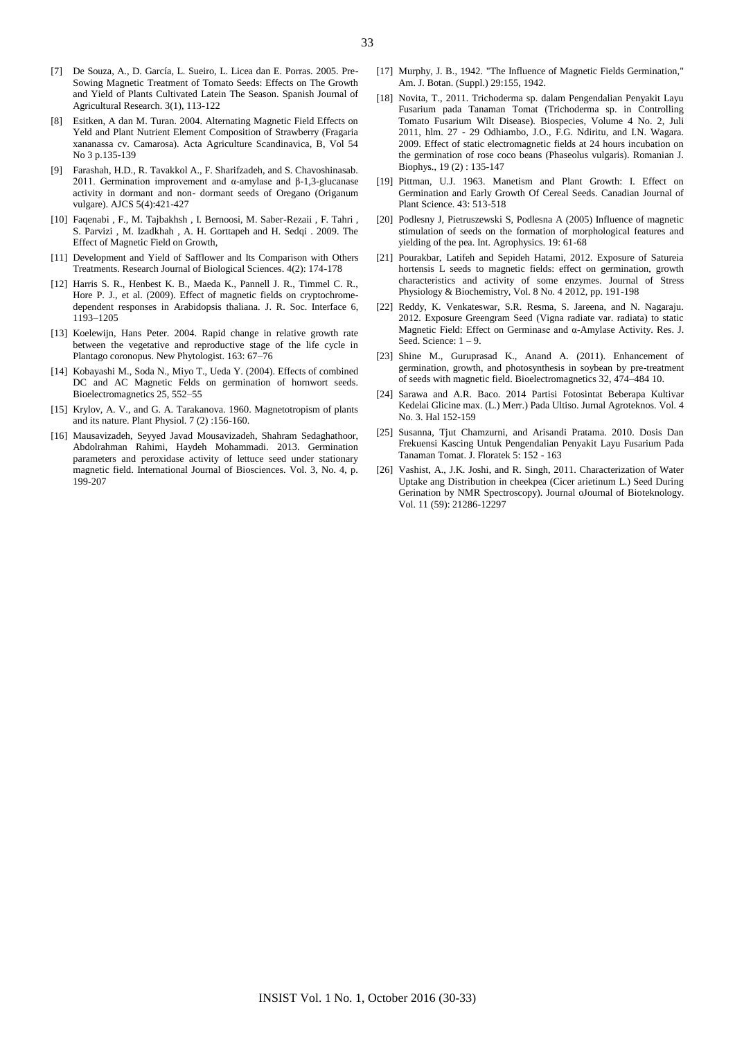[7] De Souza, A., D. García, L. Sueiro, L. Licea dan E. Porras. 2005. Pre-Sowing Magnetic Treatment of Tomato Seeds: Effects on The Growth and Yield of Plants Cultivated Latein The Season. Spanish Journal of Agricultural Research. 3(1), 113-122

[8] Esitken, A dan M. Turan. 2004. Alternating Magnetic Field Effects on Yeld and Plant Nutrient Element Composition of Strawberry (Fragaria xananassa cv. Camarosa). Acta Agriculture Scandinavica, B, Vol 54 No 3 p.135-139

[9] Farashah, H.D., R. Tavakkol A., F. Sharifzadeh, and S. Chavoshinasab. 2011. Germination improvement and α-amylase and β-1,3-glucanase activity in dormant and non- dormant seeds of Oregano (Origanum vulgare). AJCS 5(4):421-427

[10] Faqenabi , F., M. Tajbakhsh , I. Bernoosi, M. Saber-Rezaii , F. Tahri , S. Parvizi , M. Izadkhah , A. H. Gorttapeh and H. Sedqi . 2009. The Effect of Magnetic Field on Growth,

[11] Development and Yield of Safflower and Its Comparison with Others Treatments. Research Journal of Biological Sciences. 4(2): 174-178

[12] Harris S. R., Henbest K. B., Maeda K., Pannell J. R., Timmel C. R., Hore P. J., et al. (2009). Effect of magnetic fields on cryptochrome-dependent responses in Arabidopsis thaliana. J. R. Soc. Interface 6, 1193–1205

[13] Koelewijn, Hans Peter. 2004. Rapid change in relative growth rate between the vegetative and reproductive stage of the life cycle in Plantago coronopus. New Phytologist. 163: 67–76

[14] Kobayashi M., Soda N., Miyo T., Ueda Y. (2004). Effects of combined DC and AC Magnetic Felds on germination of hornwort seeds. Bioelectromagnetics 25, 552–55

[15] Krylov, A. V., and G. A. Tarakanova. 1960. Magnetotropism of plants and its nature. Plant Physiol. 7 (2) :156-160.

[16] Mausavizadeh, Seyyed Javad Mousavizadeh, Shahram Sedaghathoor, Abdolrahman Rahimi, Haydeh Mohammadi. 2013. Germination parameters and peroxidase activity of lettuce seed under stationary magnetic field. International Journal of Biosciences. Vol. 3, No. 4, p. 199-207

[17] Murphy, J. B., 1942. "The Influence of Magnetic Fields Germination," Am. J. Botan. (Suppl.) 29:155, 1942.

[18] Novita, T., 2011. Trichoderma sp. dalam Pengendalian Penyakit Layu Fusarium pada Tanaman Tomat (Trichoderma sp. in Controlling Tomato Fusarium Wilt Disease). Biospecies, Volume 4 No. 2, Juli 2011, hlm. 27 - 29 Odhiambo, J.O., F.G. Ndiritu, and I.N. Wagara. 2009. Effect of static electromagnetic fields at 24 hours incubation on the germination of rose coco beans (Phaseolus vulgaris). Romanian J. Biophys., 19 (2) : 135-147

[19] Pittman, U.J. 1963. Manetism and Plant Growth: I. Effect on Germination and Early Growth Of Cereal Seeds. Canadian Journal of Plant Science. 43: 513-518

[20] Podlesny J, Pietruszewski S, Podlesna A (2005) Influence of magnetic stimulation of seeds on the formation of morphological features and yielding of the pea. Int. Agrophysics. 19: 61-68

[21] Pourakbar, Latifeh and Sepideh Hatami, 2012. Exposure of Satureia hortensis L seeds to magnetic fields: effect on germination, growth characteristics and activity of some enzymes. Journal of Stress Physiology & Biochemistry, Vol. 8 No. 4 2012, pp. 191-198

[22] Reddy, K. Venkateswar, S.R. Resma, S. Jareena, and N. Nagaraju. 2012. Exposure Greengram Seed (Vigna radiate var. radiata) to static Magnetic Field: Effect on Germinase and α-Amylase Activity. Res. J. Seed. Science: 1 – 9.

[23] Shine M., Guruprasad K., Anand A. (2011). Enhancement of germination, growth, and photosynthesis in soybean by pre-treatment of seeds with magnetic field. Bioelectromagnetics 32, 474–484 10.

[24] Sarawa and A.R. Baco. 2014 Partisi Fotosintat Beberapa Kultivar Kedelai Glicine max. (L.) Merr.) Pada Ultiso. Jurnal Agroteknos. Vol. 4 No. 3. Hal 152-159

[25] Susanna, Tjut Chamzurni, and Arisandi Pratama. 2010. Dosis Dan Frekuensi Kascing Untuk Pengendalian Penyakit Layu Fusarium Pada Tanaman Tomat. J. Floratek 5: 152 - 163

[26] Vashist, A., J.K. Joshi, and R. Singh, 2011. Characterization of Water Uptake ang Distribution in cheekpea (Cicer arietinum L.) Seed During Gerination by NMR Spectroscopy). Journal oJournal of Bioteknology. Vol. 11 (59): 21286-12297